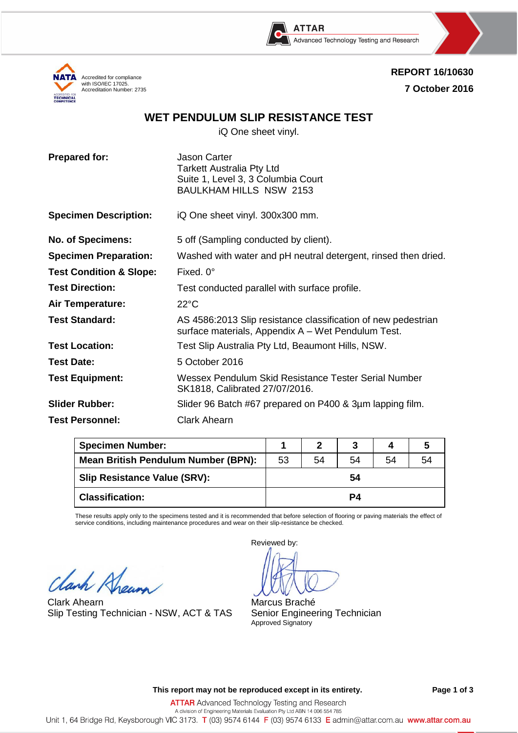ATTAR
Advanced Technology Testing and Research

NATA Accredited for compliance with ISO/IEC 17025. Accreditation Number: 2735

**REPORT 16/10630**

**7 October 2016**

# WET PENDULUM SLIP RESISTANCE TEST

iQ One sheet vinyl.

| | |
|---|---|
| **Prepared for:** | Jason Carter<br>Tarkett Australia Pty Ltd<br>Suite 1, Level 3, 3 Columbia Court<br>BAULKHAM HILLS NSW 2153 |
| **Specimen Description:** | iQ One sheet vinyl. 300x300 mm. |
| **No. of Specimens:** | 5 off (Sampling conducted by client). |
| **Specimen Preparation:** | Washed with water and pH neutral detergent, rinsed then dried. |
| **Test Condition & Slope:** | Fixed. 0° |
| **Test Direction:** | Test conducted parallel with surface profile. |
| **Air Temperature:** | 22°C |
| **Test Standard:** | AS 4586:2013 Slip resistance classification of new pedestrian surface materials, Appendix A – Wet Pendulum Test. |
| **Test Location:** | Test Slip Australia Pty Ltd, Beaumont Hills, NSW. |
| **Test Date:** | 5 October 2016 |
| **Test Equipment:** | Wessex Pendulum Skid Resistance Tester Serial Number SK1818, Calibrated 27/07/2016. |
| **Slider Rubber:** | Slider 96 Batch #67 prepared on P400 & 3µm lapping film. |
| **Test Personnel:** | Clark Ahearn |

| **Specimen Number:** | **1** | **2** | **3** | **4** | **5** |
|---|---|---|---|---|---|
| **Mean British Pendulum Number (BPN):** | 53 | 54 | 54 | 54 | 54 |
| **Slip Resistance Value (SRV):** | **54** | | | | |
| **Classification:** | **P4** | | | | |

These results apply only to the specimens tested and it is recommended that before selection of flooring or paving materials the effect of service conditions, including maintenance procedures and wear on their slip-resistance be checked.

Clark Ahearn
Slip Testing Technician - NSW, ACT & TAS

Reviewed by:

Marcus Braché
Senior Engineering Technician
Approved Signatory

**This report may not be reproduced except in its entirety.**

ATTAR Advanced Technology Testing and Research
A division of Engineering Materials Evaluation Pty Ltd ABN 14 006 554 785
Unit 1, 64 Bridge Rd, Keysborough VIC 3173. T (03) 9574 6144 F (03) 9574 6133 E admin@attar.com.au www.attar.com.au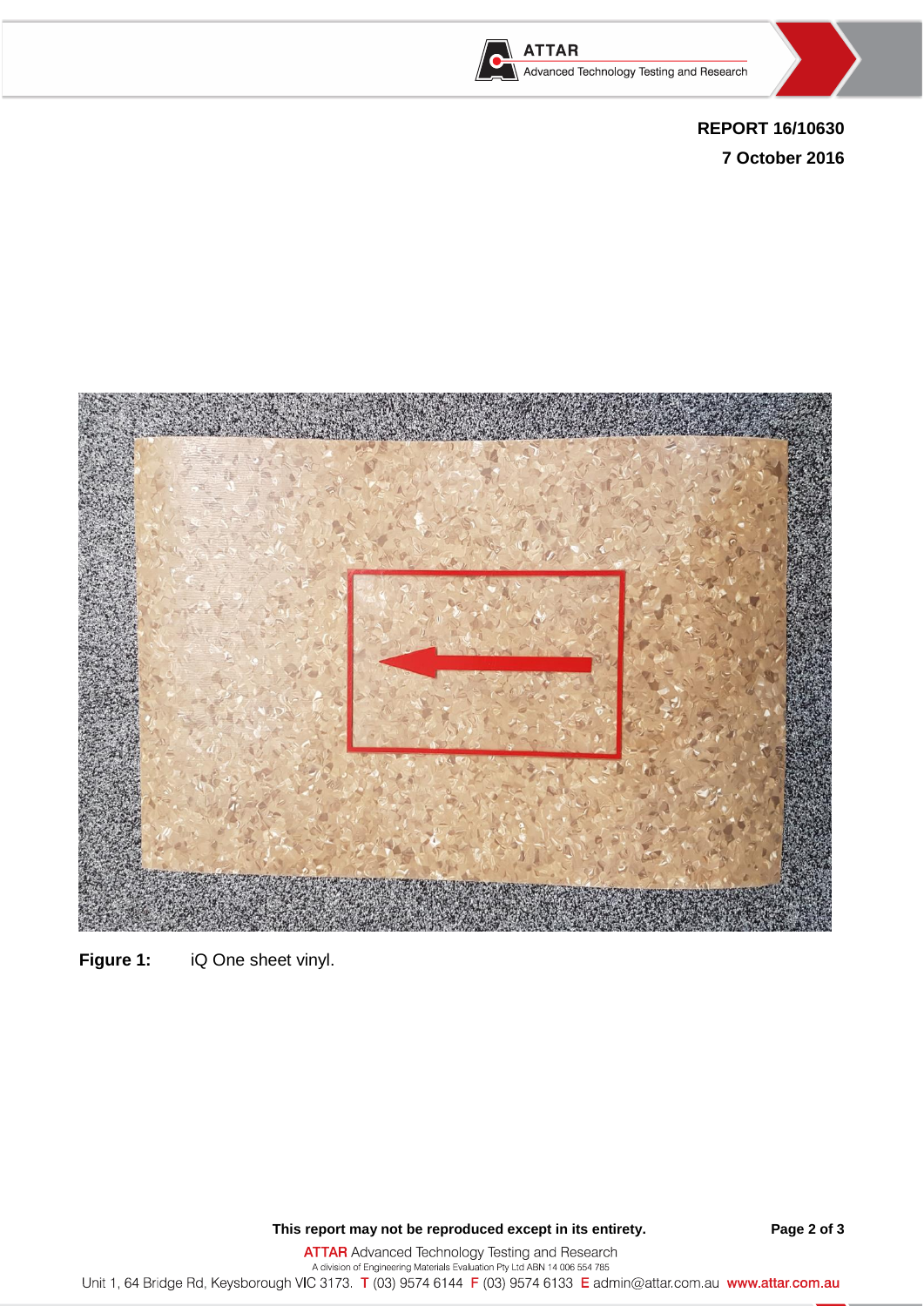**REPORT 16/10630**

**7 October 2016**

**Figure 1:** iQ One sheet vinyl.

**This report may not be reproduced except in its entirety.**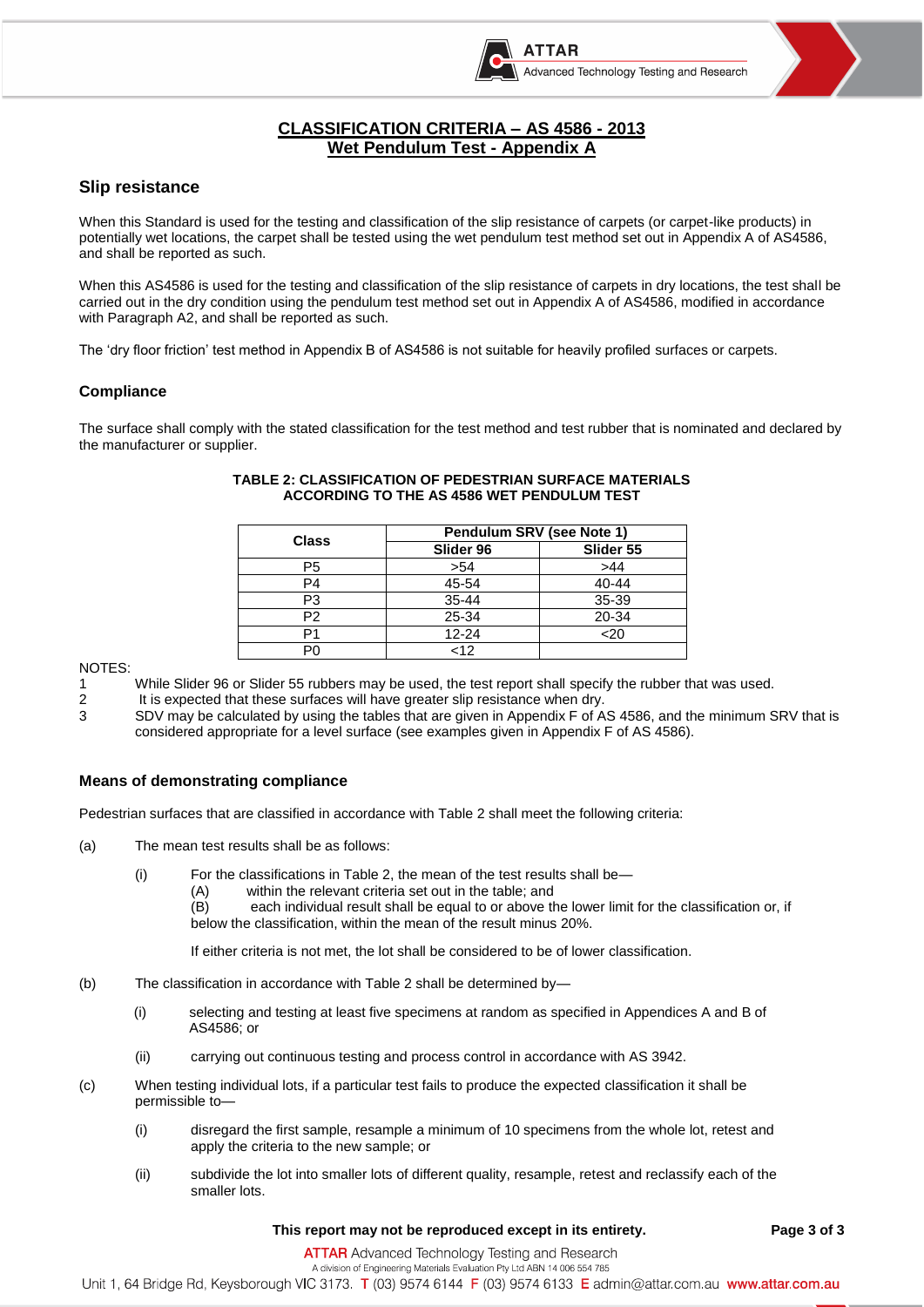# CLASSIFICATION CRITERIA – AS 4586 - 2013
## Wet Pendulum Test - Appendix A

### Slip resistance

When this Standard is used for the testing and classification of the slip resistance of carpets (or carpet-like products) in potentially wet locations, the carpet shall be tested using the wet pendulum test method set out in Appendix A of AS4586, and shall be reported as such.

When this AS4586 is used for the testing and classification of the slip resistance of carpets in dry locations, the test shall be carried out in the dry condition using the pendulum test method set out in Appendix A of AS4586, modified in accordance with Paragraph A2, and shall be reported as such.

The 'dry floor friction' test method in Appendix B of AS4586 is not suitable for heavily profiled surfaces or carpets.

### Compliance

The surface shall comply with the stated classification for the test method and test rubber that is nominated and declared by the manufacturer or supplier.

**TABLE 2: CLASSIFICATION OF PEDESTRIAN SURFACE MATERIALS ACCORDING TO THE AS 4586 WET PENDULUM TEST**

| Class | Pendulum SRV (see Note 1) | |
|---|---|---|
| | Slider 96 | Slider 55 |
| P5 | >54 | >44 |
| P4 | 45-54 | 40-44 |
| P3 | 35-44 | 35-39 |
| P2 | 25-34 | 20-34 |
| P1 | 12-24 | <20 |
| P0 | <12 | |

NOTES:

1. While Slider 96 or Slider 55 rubbers may be used, the test report shall specify the rubber that was used.
2. It is expected that these surfaces will have greater slip resistance when dry.
3. SDV may be calculated by using the tables that are given in Appendix F of AS 4586, and the minimum SRV that is considered appropriate for a level surface (see examples given in Appendix F of AS 4586).

### Means of demonstrating compliance

Pedestrian surfaces that are classified in accordance with Table 2 shall meet the following criteria:

(a) The mean test results shall be as follows:

(i) For the classifications in Table 2, the mean of the test results shall be—
(A) within the relevant criteria set out in the table; and
(B) each individual result shall be equal to or above the lower limit for the classification or, if below the classification, within the mean of the result minus 20%.

If either criteria is not met, the lot shall be considered to be of lower classification.

(b) The classification in accordance with Table 2 shall be determined by—

(i) selecting and testing at least five specimens at random as specified in Appendices A and B of AS4586; or

(ii) carrying out continuous testing and process control in accordance with AS 3942.

(c) When testing individual lots, if a particular test fails to produce the expected classification it shall be permissible to—

(i) disregard the first sample, resample a minimum of 10 specimens from the whole lot, retest and apply the criteria to the new sample; or

(ii) subdivide the lot into smaller lots of different quality, resample, retest and reclassify each of the smaller lots.

**This report may not be reproduced except in its entirety.**